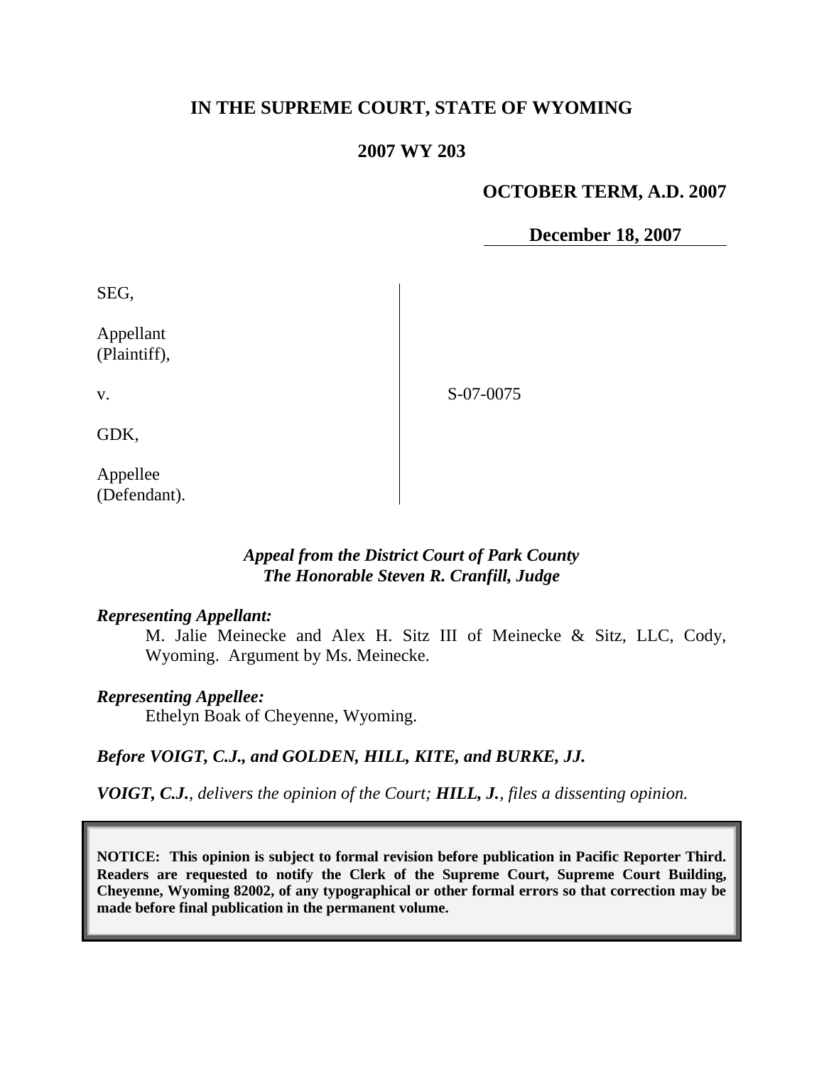**IN THE SUPREME COURT, STATE OF WYOMING**

**2007 WY 203**

**OCTOBER TERM, A.D. 2007**

**December 18, 2007**

SEG,

Appellant
(Plaintiff),

v.

GDK,

Appellee
(Defendant).

S-07-0075

***Appeal from the District Court of Park County***
***The Honorable Steven R. Cranfill, Judge***

***Representing Appellant:***

M. Jalie Meinecke and Alex H. Sitz III of Meinecke & Sitz, LLC, Cody, Wyoming. Argument by Ms. Meinecke.

***Representing Appellee:***

Ethelyn Boak of Cheyenne, Wyoming.

***Before VOIGT, C.J., and GOLDEN, HILL, KITE, and BURKE, JJ.***

***VOIGT, C.J.**, delivers the opinion of the Court; **HILL, J.**, files a dissenting opinion.*

**NOTICE: This opinion is subject to formal revision before publication in Pacific Reporter Third. Readers are requested to notify the Clerk of the Supreme Court, Supreme Court Building, Cheyenne, Wyoming 82002, of any typographical or other formal errors so that correction may be made before final publication in the permanent volume.**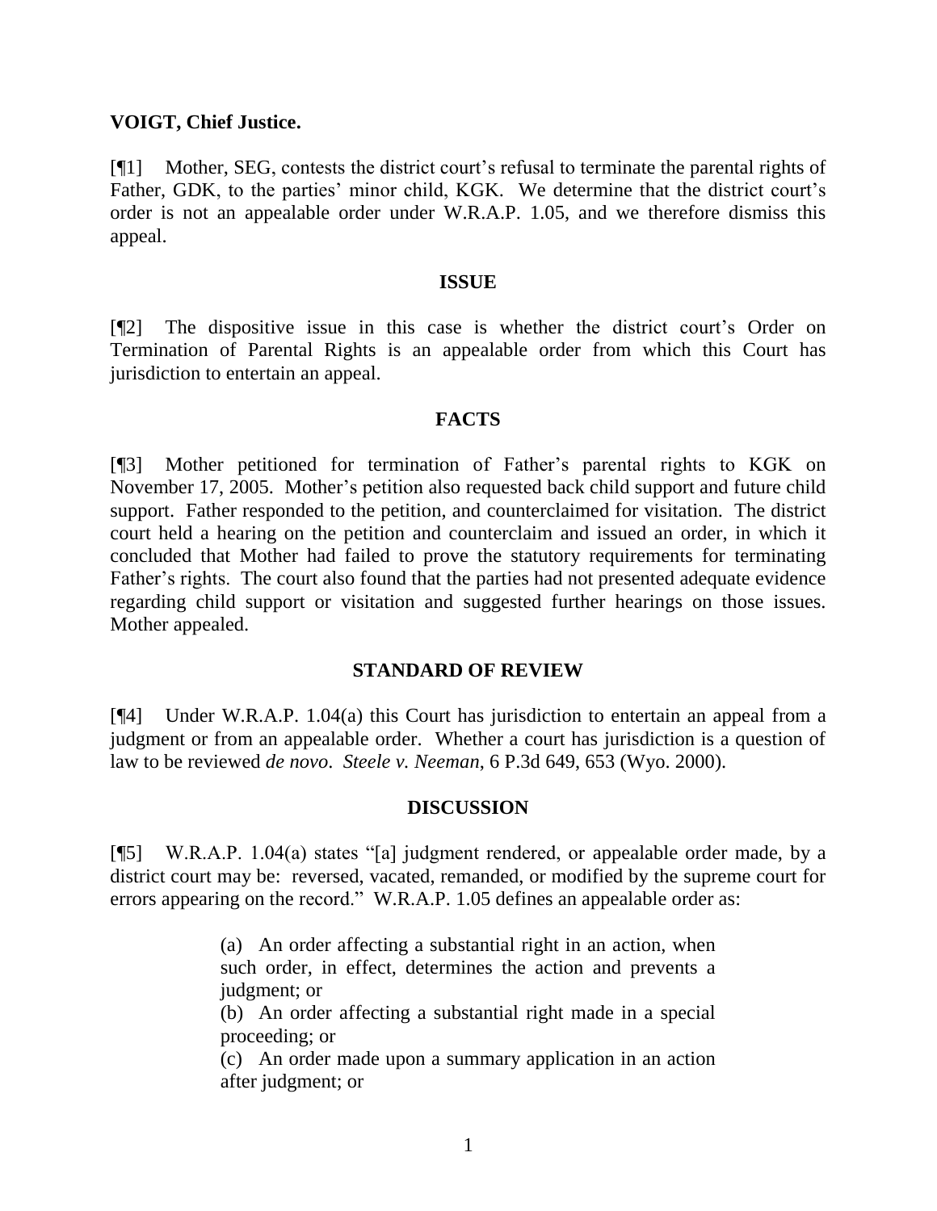**VOIGT, Chief Justice.**

[¶1] Mother, SEG, contests the district court's refusal to terminate the parental rights of Father, GDK, to the parties' minor child, KGK. We determine that the district court's order is not an appealable order under W.R.A.P. 1.05, and we therefore dismiss this appeal.

## ISSUE

[¶2] The dispositive issue in this case is whether the district court's Order on Termination of Parental Rights is an appealable order from which this Court has jurisdiction to entertain an appeal.

## FACTS

[¶3] Mother petitioned for termination of Father's parental rights to KGK on November 17, 2005. Mother's petition also requested back child support and future child support. Father responded to the petition, and counterclaimed for visitation. The district court held a hearing on the petition and counterclaim and issued an order, in which it concluded that Mother had failed to prove the statutory requirements for terminating Father's rights. The court also found that the parties had not presented adequate evidence regarding child support or visitation and suggested further hearings on those issues. Mother appealed.

## STANDARD OF REVIEW

[¶4] Under W.R.A.P. 1.04(a) this Court has jurisdiction to entertain an appeal from a judgment or from an appealable order. Whether a court has jurisdiction is a question of law to be reviewed *de novo*. *Steele v. Neeman*, 6 P.3d 649, 653 (Wyo. 2000).

## DISCUSSION

[¶5] W.R.A.P. 1.04(a) states "[a] judgment rendered, or appealable order made, by a district court may be: reversed, vacated, remanded, or modified by the supreme court for errors appearing on the record." W.R.A.P. 1.05 defines an appealable order as:

> (a) An order affecting a substantial right in an action, when such order, in effect, determines the action and prevents a judgment; or
> (b) An order affecting a substantial right made in a special proceeding; or
> (c) An order made upon a summary application in an action after judgment; or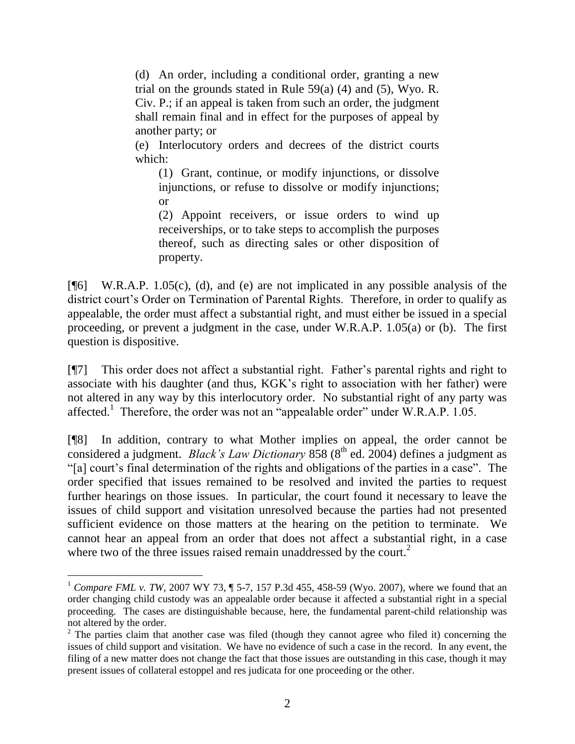> (d) An order, including a conditional order, granting a new trial on the grounds stated in Rule 59(a) (4) and (5), Wyo. R. Civ. P.; if an appeal is taken from such an order, the judgment shall remain final and in effect for the purposes of appeal by another party; or
>
> (e) Interlocutory orders and decrees of the district courts which:
>
> > (1) Grant, continue, or modify injunctions, or dissolve injunctions, or refuse to dissolve or modify injunctions; or
> >
> > (2) Appoint receivers, or issue orders to wind up receiverships, or to take steps to accomplish the purposes thereof, such as directing sales or other disposition of property.

[¶6] W.R.A.P. 1.05(c), (d), and (e) are not implicated in any possible analysis of the district court's Order on Termination of Parental Rights. Therefore, in order to qualify as appealable, the order must affect a substantial right, and must either be issued in a special proceeding, or prevent a judgment in the case, under W.R.A.P. 1.05(a) or (b). The first question is dispositive.

[¶7] This order does not affect a substantial right. Father's parental rights and right to associate with his daughter (and thus, KGK's right to association with her father) were not altered in any way by this interlocutory order. No substantial right of any party was affected.[1] Therefore, the order was not an "appealable order" under W.R.A.P. 1.05.

[¶8] In addition, contrary to what Mother implies on appeal, the order cannot be considered a judgment. *Black's Law Dictionary* 858 (8th ed. 2004) defines a judgment as "[a] court's final determination of the rights and obligations of the parties in a case". The order specified that issues remained to be resolved and invited the parties to request further hearings on those issues. In particular, the court found it necessary to leave the issues of child support and visitation unresolved because the parties had not presented sufficient evidence on those matters at the hearing on the petition to terminate. We cannot hear an appeal from an order that does not affect a substantial right, in a case where two of the three issues raised remain unaddressed by the court.[2]

---

[1] *Compare FML v. TW*, 2007 WY 73, ¶ 5-7, 157 P.3d 455, 458-59 (Wyo. 2007), where we found that an order changing child custody was an appealable order because it affected a substantial right in a special proceeding. The cases are distinguishable because, here, the fundamental parent-child relationship was not altered by the order.

[2] The parties claim that another case was filed (though they cannot agree who filed it) concerning the issues of child support and visitation. We have no evidence of such a case in the record. In any event, the filing of a new matter does not change the fact that those issues are outstanding in this case, though it may present issues of collateral estoppel and res judicata for one proceeding or the other.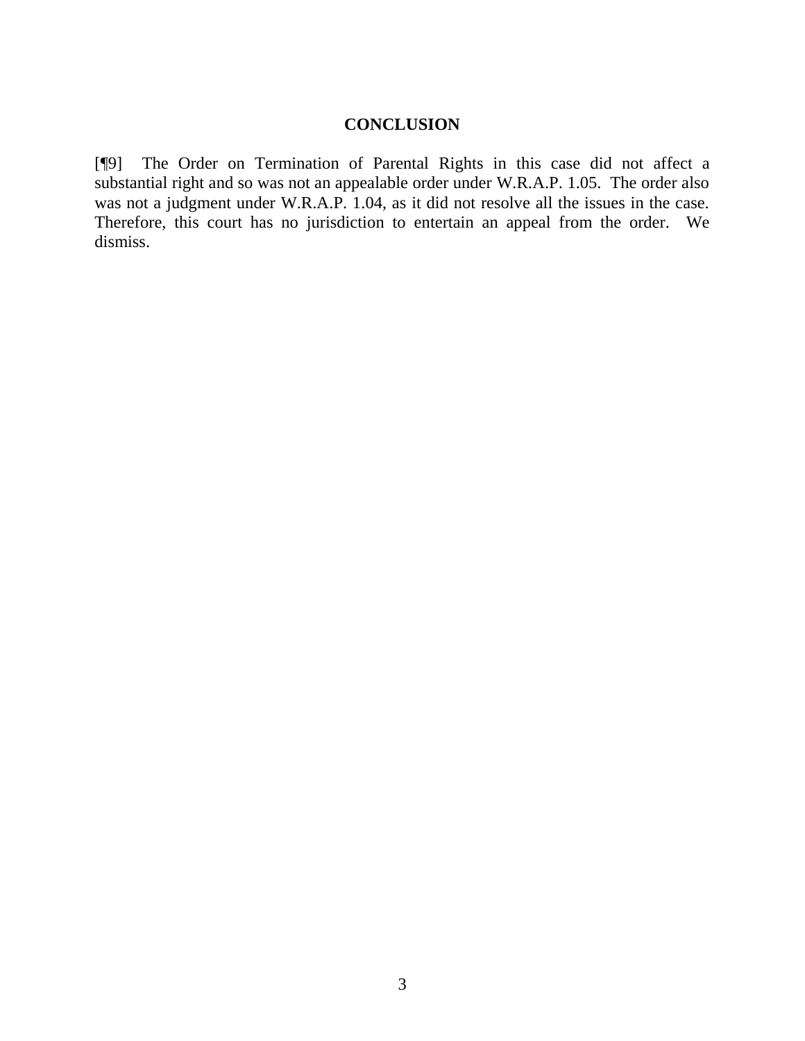## CONCLUSION

[¶9] The Order on Termination of Parental Rights in this case did not affect a substantial right and so was not an appealable order under W.R.A.P. 1.05. The order also was not a judgment under W.R.A.P. 1.04, as it did not resolve all the issues in the case. Therefore, this court has no jurisdiction to entertain an appeal from the order. We dismiss.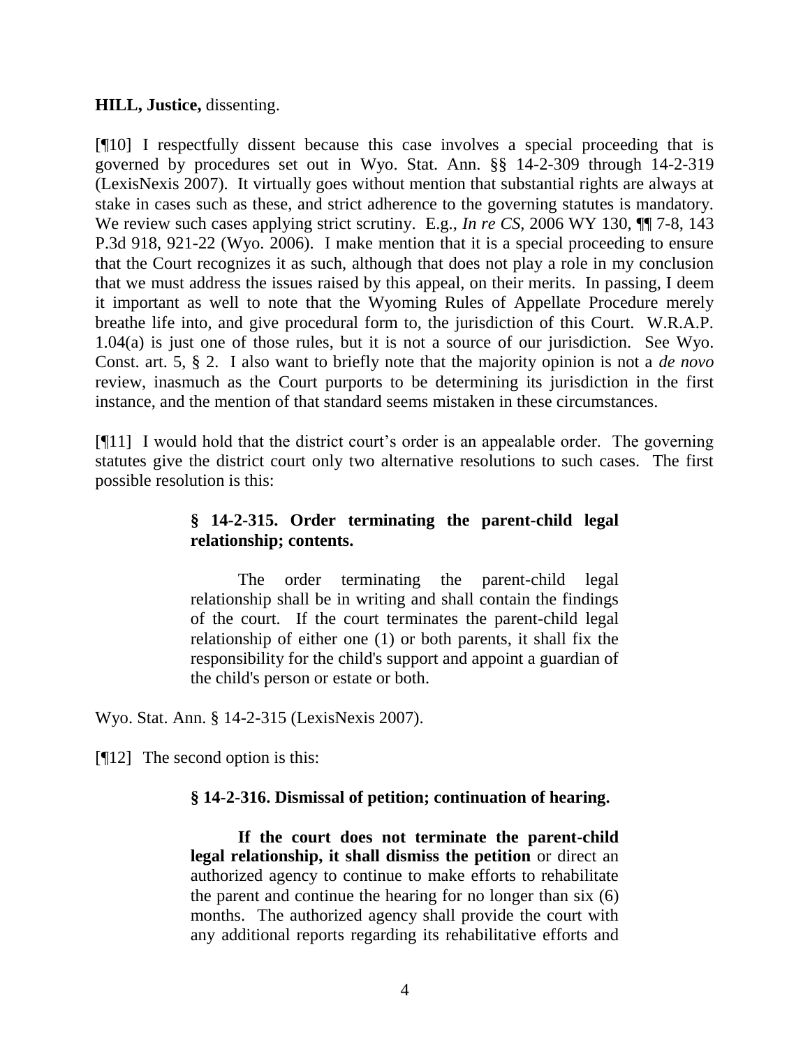**HILL, Justice,** dissenting.

[¶10] I respectfully dissent because this case involves a special proceeding that is governed by procedures set out in Wyo. Stat. Ann. §§ 14-2-309 through 14-2-319 (LexisNexis 2007). It virtually goes without mention that substantial rights are always at stake in cases such as these, and strict adherence to the governing statutes is mandatory. We review such cases applying strict scrutiny. E.g., *In re CS*, 2006 WY 130, ¶¶ 7-8, 143 P.3d 918, 921-22 (Wyo. 2006). I make mention that it is a special proceeding to ensure that the Court recognizes it as such, although that does not play a role in my conclusion that we must address the issues raised by this appeal, on their merits. In passing, I deem it important as well to note that the Wyoming Rules of Appellate Procedure merely breathe life into, and give procedural form to, the jurisdiction of this Court. W.R.A.P. 1.04(a) is just one of those rules, but it is not a source of our jurisdiction. See Wyo. Const. art. 5, § 2. I also want to briefly note that the majority opinion is not a *de novo* review, inasmuch as the Court purports to be determining its jurisdiction in the first instance, and the mention of that standard seems mistaken in these circumstances.

[¶11] I would hold that the district court's order is an appealable order. The governing statutes give the district court only two alternative resolutions to such cases. The first possible resolution is this:

> **§ 14-2-315. Order terminating the parent-child legal relationship; contents.**
>
> The order terminating the parent-child legal relationship shall be in writing and shall contain the findings of the court. If the court terminates the parent-child legal relationship of either one (1) or both parents, it shall fix the responsibility for the child's support and appoint a guardian of the child's person or estate or both.

Wyo. Stat. Ann. § 14-2-315 (LexisNexis 2007).

[¶12] The second option is this:

> **§ 14-2-316. Dismissal of petition; continuation of hearing.**
>
> **If the court does not terminate the parent-child legal relationship, it shall dismiss the petition** or direct an authorized agency to continue to make efforts to rehabilitate the parent and continue the hearing for no longer than six (6) months. The authorized agency shall provide the court with any additional reports regarding its rehabilitative efforts and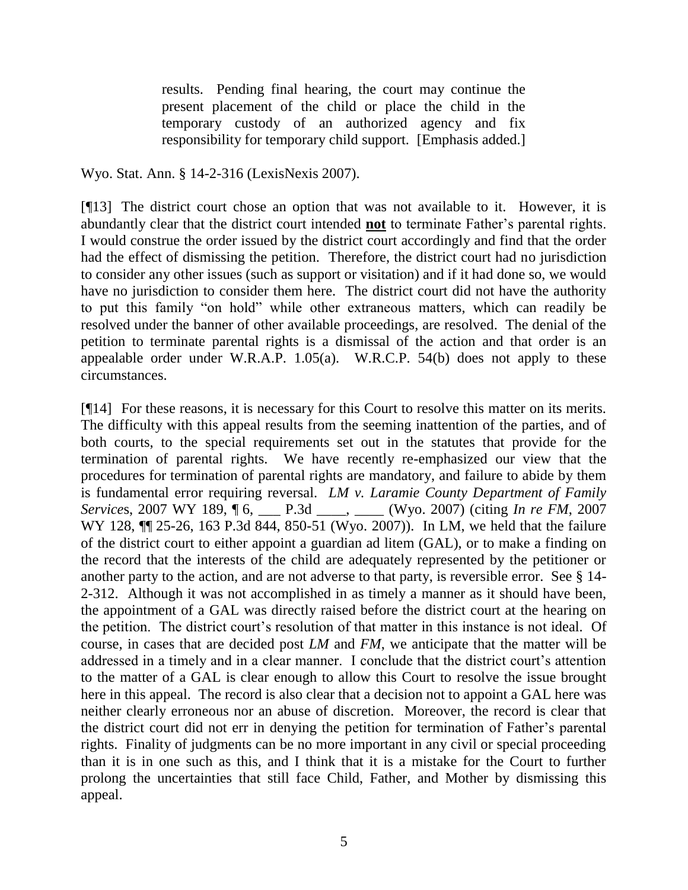> results. Pending final hearing, the court may continue the present placement of the child or place the child in the temporary custody of an authorized agency and fix responsibility for temporary child support. [Emphasis added.]

Wyo. Stat. Ann. § 14-2-316 (LexisNexis 2007).

[¶13] The district court chose an option that was not available to it. However, it is abundantly clear that the district court intended **not** to terminate Father's parental rights. I would construe the order issued by the district court accordingly and find that the order had the effect of dismissing the petition. Therefore, the district court had no jurisdiction to consider any other issues (such as support or visitation) and if it had done so, we would have no jurisdiction to consider them here. The district court did not have the authority to put this family "on hold" while other extraneous matters, which can readily be resolved under the banner of other available proceedings, are resolved. The denial of the petition to terminate parental rights is a dismissal of the action and that order is an appealable order under W.R.A.P. 1.05(a). W.R.C.P. 54(b) does not apply to these circumstances.

[¶14] For these reasons, it is necessary for this Court to resolve this matter on its merits. The difficulty with this appeal results from the seeming inattention of the parties, and of both courts, to the special requirements set out in the statutes that provide for the termination of parental rights. We have recently re-emphasized our view that the procedures for termination of parental rights are mandatory, and failure to abide by them is fundamental error requiring reversal. *LM v. Laramie County Department of Family Services*, 2007 WY 189, ¶ 6, ___ P.3d ____, ____ (Wyo. 2007) (citing *In re FM*, 2007 WY 128, ¶¶ 25-26, 163 P.3d 844, 850-51 (Wyo. 2007)). In LM, we held that the failure of the district court to either appoint a guardian ad litem (GAL), or to make a finding on the record that the interests of the child are adequately represented by the petitioner or another party to the action, and are not adverse to that party, is reversible error. See § 14-2-312. Although it was not accomplished in as timely a manner as it should have been, the appointment of a GAL was directly raised before the district court at the hearing on the petition. The district court's resolution of that matter in this instance is not ideal. Of course, in cases that are decided post *LM* and *FM*, we anticipate that the matter will be addressed in a timely and in a clear manner. I conclude that the district court's attention to the matter of a GAL is clear enough to allow this Court to resolve the issue brought here in this appeal. The record is also clear that a decision not to appoint a GAL here was neither clearly erroneous nor an abuse of discretion. Moreover, the record is clear that the district court did not err in denying the petition for termination of Father's parental rights. Finality of judgments can be no more important in any civil or special proceeding than it is in one such as this, and I think that it is a mistake for the Court to further prolong the uncertainties that still face Child, Father, and Mother by dismissing this appeal.